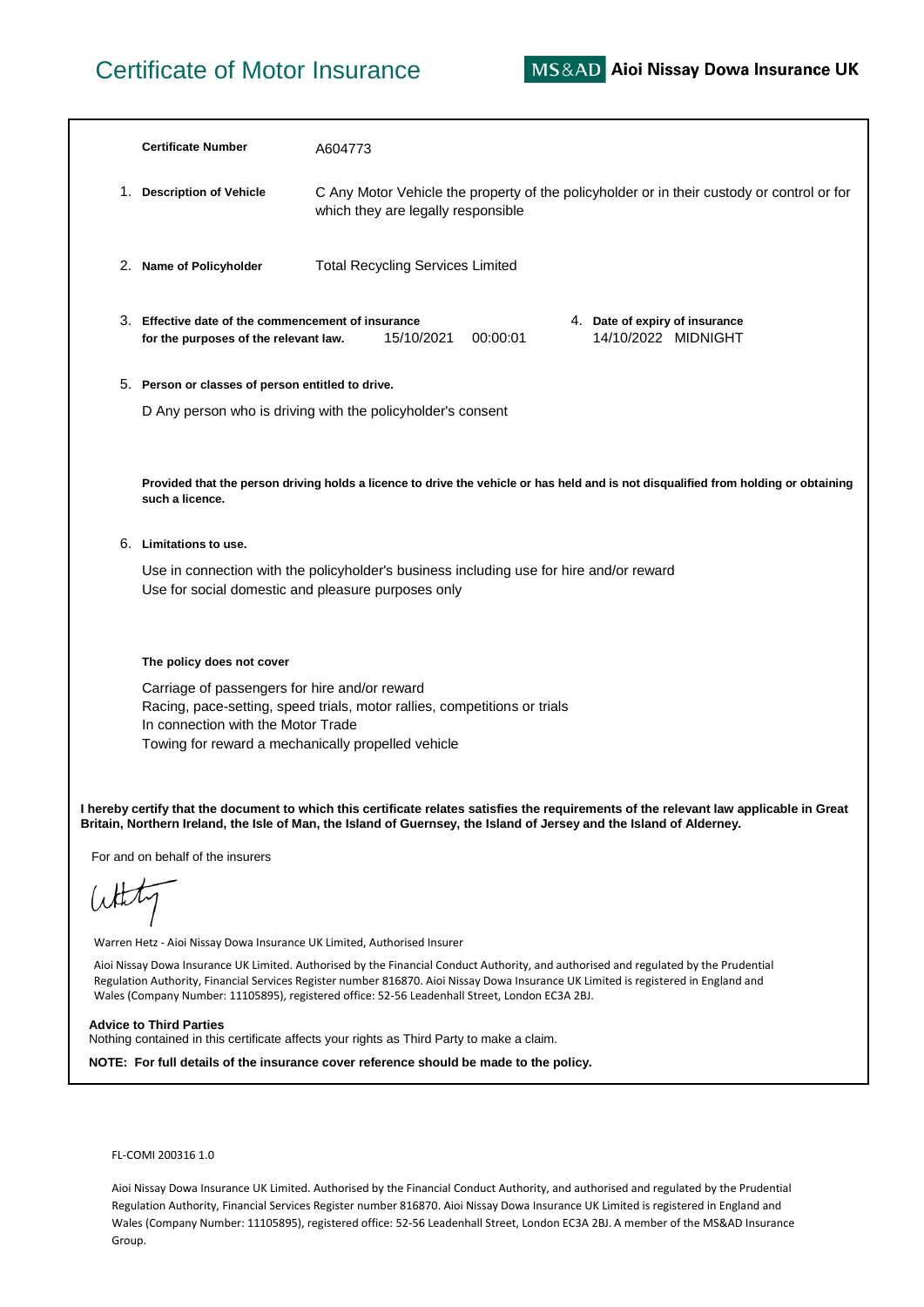# Certificate of Motor Insurance

**MS&AD Aioi Nissay Dowa Insurance UK**

**Certificate Number** A604773

1. **Description of Vehicle** C Any Motor Vehicle the property of the policyholder or in their custody or control or for which they are legally responsible

2. **Name of Policyholder** Total Recycling Services Limited

3. **Effective date of the commencement of insurance for the purposes of the relevant law.** 15/10/2021 00:00:01

4. **Date of expiry of insurance** 14/10/2022 MIDNIGHT

5. **Person or classes of person entitled to drive.**

D Any person who is driving with the policyholder's consent

**Provided that the person driving holds a licence to drive the vehicle or has held and is not disqualified from holding or obtaining such a licence.**

6. **Limitations to use.**

Use in connection with the policyholder's business including use for hire and/or reward
Use for social domestic and pleasure purposes only

**The policy does not cover**

Carriage of passengers for hire and/or reward
Racing, pace-setting, speed trials, motor rallies, competitions or trials
In connection with the Motor Trade
Towing for reward a mechanically propelled vehicle

**I hereby certify that the document to which this certificate relates satisfies the requirements of the relevant law applicable in Great Britain, Northern Ireland, the Isle of Man, the Island of Guernsey, the Island of Jersey and the Island of Alderney.**

For and on behalf of the insurers

Warren Hetz - Aioi Nissay Dowa Insurance UK Limited, Authorised Insurer

Aioi Nissay Dowa Insurance UK Limited. Authorised by the Financial Conduct Authority, and authorised and regulated by the Prudential Regulation Authority, Financial Services Register number 816870. Aioi Nissay Dowa Insurance UK Limited is registered in England and Wales (Company Number: 11105895), registered office: 52-56 Leadenhall Street, London EC3A 2BJ.

**Advice to Third Parties**
Nothing contained in this certificate affects your rights as Third Party to make a claim.

**NOTE: For full details of the insurance cover reference should be made to the policy.**

FL-COMI 200316 1.0

Aioi Nissay Dowa Insurance UK Limited. Authorised by the Financial Conduct Authority, and authorised and regulated by the Prudential Regulation Authority, Financial Services Register number 816870. Aioi Nissay Dowa Insurance UK Limited is registered in England and Wales (Company Number: 11105895), registered office: 52-56 Leadenhall Street, London EC3A 2BJ. A member of the MS&AD Insurance Group.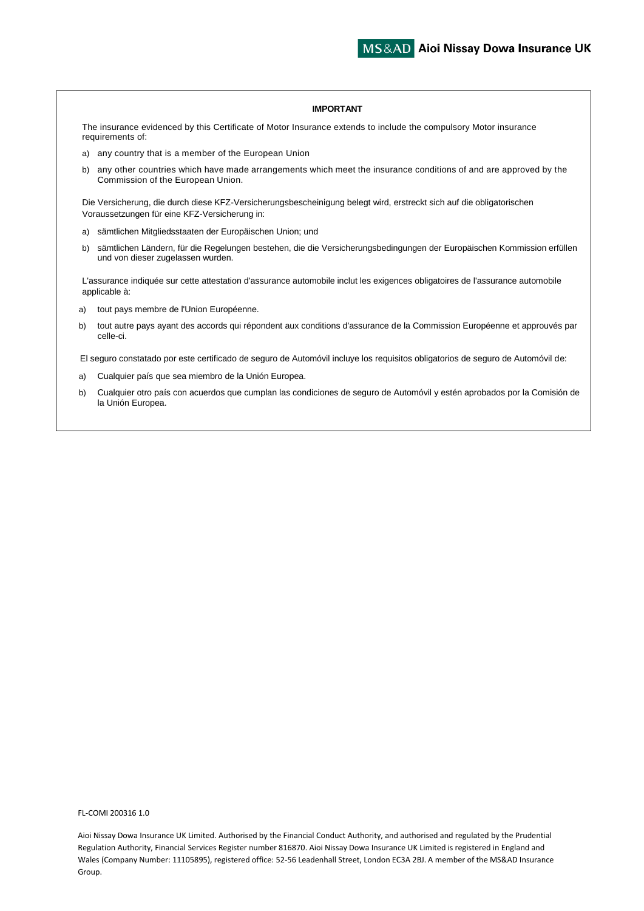**IMPORTANT**

The insurance evidenced by this Certificate of Motor Insurance extends to include the compulsory Motor insurance requirements of:

a) any country that is a member of the European Union

b) any other countries which have made arrangements which meet the insurance conditions of and are approved by the Commission of the European Union.

Die Versicherung, die durch diese KFZ-Versicherungsbescheinigung belegt wird, erstreckt sich auf die obligatorischen Voraussetzungen für eine KFZ-Versicherung in:

a) sämtlichen Mitgliedsstaaten der Europäischen Union; und

b) sämtlichen Ländern, für die Regelungen bestehen, die die Versicherungsbedingungen der Europäischen Kommission erfüllen und von dieser zugelassen wurden.

L'assurance indiquée sur cette attestation d'assurance automobile inclut les exigences obligatoires de l'assurance automobile applicable à:

a) tout pays membre de l'Union Européenne.

b) tout autre pays ayant des accords qui répondent aux conditions d'assurance de la Commission Européenne et approuvés par celle-ci.

El seguro constatado por este certificado de seguro de Automóvil incluye los requisitos obligatorios de seguro de Automóvil de:

a) Cualquier país que sea miembro de la Unión Europea.

b) Cualquier otro país con acuerdos que cumplan las condiciones de seguro de Automóvil y estén aprobados por la Comisión de la Unión Europea.

FL-COMI 200316 1.0

Aioi Nissay Dowa Insurance UK Limited. Authorised by the Financial Conduct Authority, and authorised and regulated by the Prudential Regulation Authority, Financial Services Register number 816870. Aioi Nissay Dowa Insurance UK Limited is registered in England and Wales (Company Number: 11105895), registered office: 52-56 Leadenhall Street, London EC3A 2BJ. A member of the MS&AD Insurance Group.